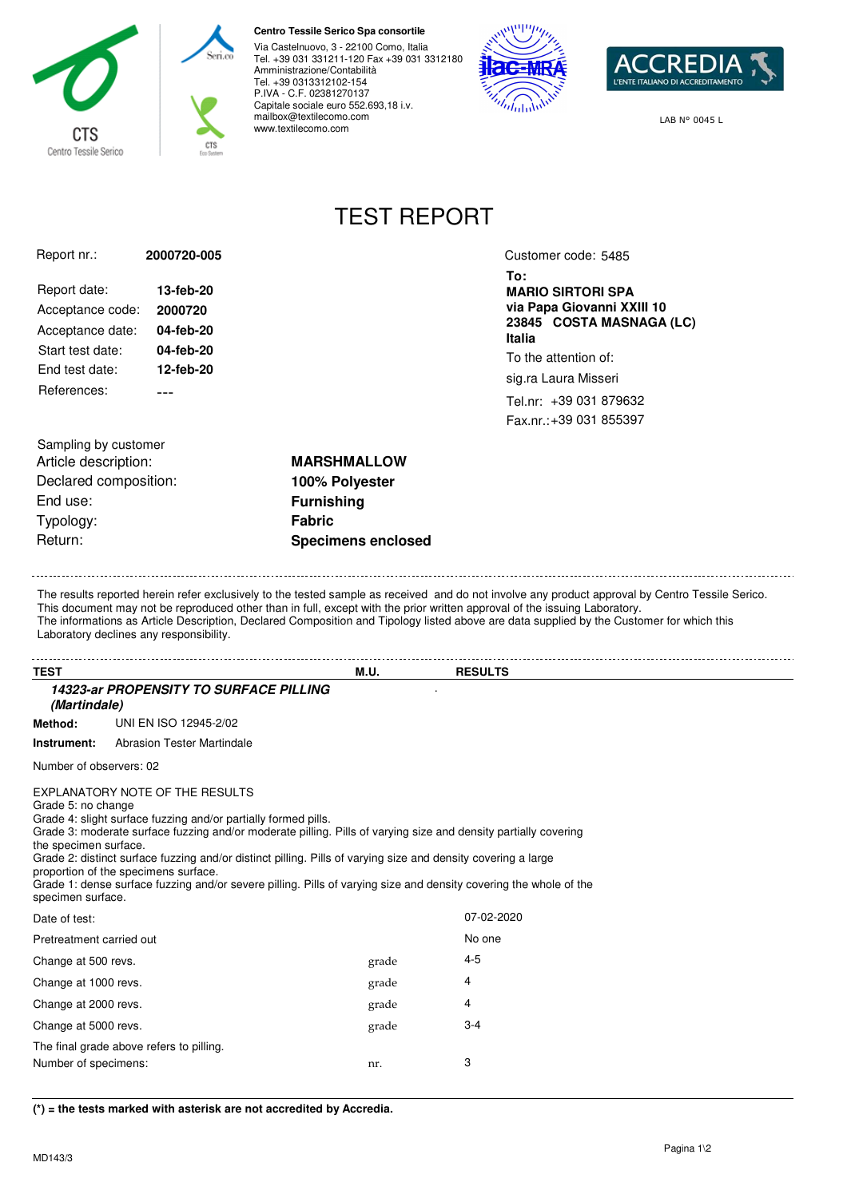**Centro Tessile Serico Spa consortile**
Via Castelnuovo, 3 - 22100 Como, Italia
Tel. +39 031 331211-120 Fax +39 031 3312180
Amministrazione/Contabilità
Tel. +39 0313312102-154
P.IVA - C.F. 02381270137
Capitale sociale euro 552.693,18 i.v.
mailbox@textilecomo.com
www.textilecomo.com

LAB N° 0045 L

# TEST REPORT

| | |
|---|---|
| Report nr.: | **2000720-005** |
| Report date: | **13-feb-20** |
| Acceptance code: | **2000720** |
| Acceptance date: | **04-feb-20** |
| Start test date: | **04-feb-20** |
| End test date: | **12-feb-20** |
| References: | --- |

Customer code: 5485

**To:**
**MARIO SIRTORI SPA**
**via Papa Giovanni XXIII 10**
**23845 COSTA MASNAGA (LC)**
**Italia**

To the attention of:
sig.ra Laura Misseri

Tel.nr: +39 031 879632
Fax.nr.:+39 031 855397

Sampling by customer

| | |
|---|---|
| Article description: | **MARSHMALLOW** |
| Declared composition: | **100% Polyester** |
| End use: | **Furnishing** |
| Typology: | **Fabric** |
| Return: | **Specimens enclosed** |

The results reported herein refer exclusively to the tested sample as received and do not involve any product approval by Centro Tessile Serico.
This document may not be reproduced other than in full, except with the prior written approval of the issuing Laboratory.
The informations as Article Description, Declared Composition and Tipology listed above are data supplied by the Customer for which this Laboratory declines any responsibility.

| TEST | M.U. | RESULTS |
|---|---|---|

***14323-ar PROPENSITY TO SURFACE PILLING (Martindale)***

**Method:** UNI EN ISO 12945-2/02

**Instrument:** Abrasion Tester Martindale

Number of observers: 02

EXPLANATORY NOTE OF THE RESULTS
Grade 5: no change
Grade 4: slight surface fuzzing and/or partially formed pills.
Grade 3: moderate surface fuzzing and/or moderate pilling. Pills of varying size and density partially covering the specimen surface.
Grade 2: distinct surface fuzzing and/or distinct pilling. Pills of varying size and density covering a large proportion of the specimens surface.
Grade 1: dense surface fuzzing and/or severe pilling. Pills of varying size and density covering the whole of the specimen surface.

| | | |
|---|---|---|
| Date of test: | | 07-02-2020 |
| Pretreatment carried out | | No one |
| Change at 500 revs. | grade | 4-5 |
| Change at 1000 revs. | grade | 4 |
| Change at 2000 revs. | grade | 4 |
| Change at 5000 revs. | grade | 3-4 |
| The final grade above refers to pilling. | | |
| Number of specimens: | nr. | 3 |

**(*) = the tests marked with asterisk are not accredited by Accredia.**

MD143/3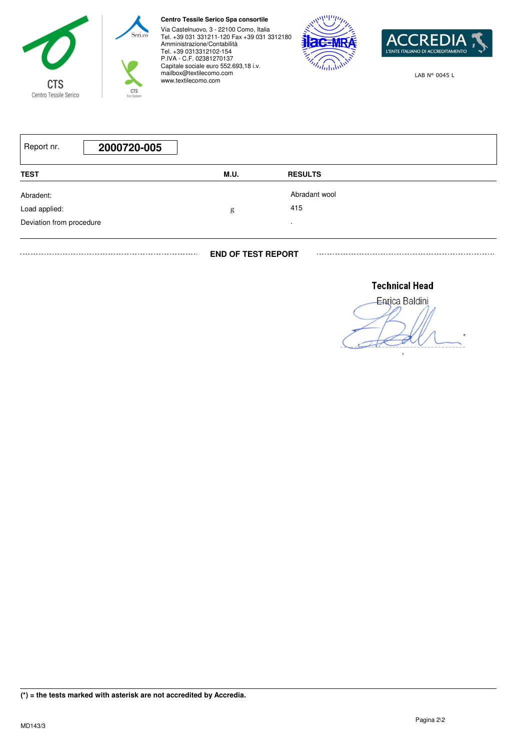**Centro Tessile Serico Spa consortile**
Via Castelnuovo, 3 - 22100 Como, Italia
Tel. +39 031 331211-120 Fax +39 031 3312180
Amministrazione/Contabilità
Tel. +39 0313312102-154
P.IVA - C.F. 02381270137
Capitale sociale euro 552.693,18 i.v.
mailbox@textilecomo.com
www.textilecomo.com

LAB N° 0045 L

Report nr. **2000720-005**

| TEST | M.U. | RESULTS |
|---|---|---|
| Abradent: | | Abradant wool |
| Load applied: | g | 415 |
| Deviation from procedure | | . |

**END OF TEST REPORT**

**Technical Head**
Enrica Baldini

**(*) = the tests marked with asterisk are not accredited by Accredia.**

MD143/3